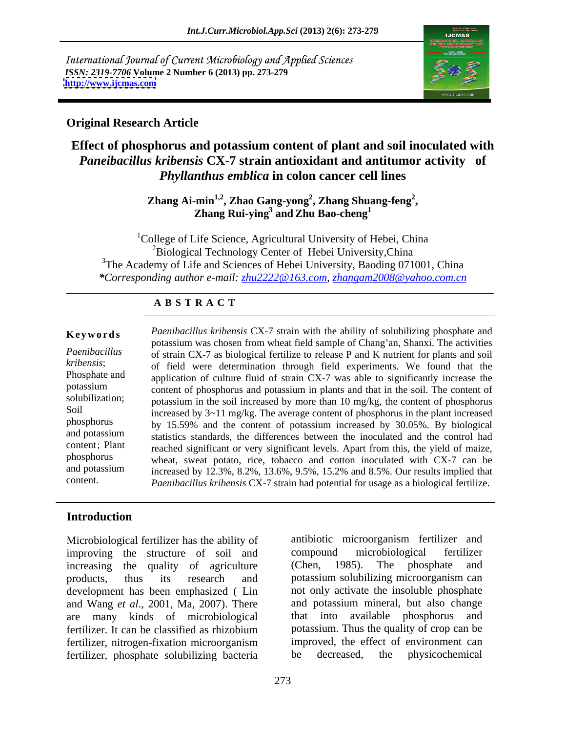International Journal of Current Microbiology and Applied Sciences
*ISSN: 2319-7706* **Volume 2 Number 6 (2013) pp. 273-279**
**http://www.ijcmas.com**

**Original Research Article**

# Effect of phosphorus and potassium content of plant and soil inoculated with *Paneibacillus kribensis* CX-7 strain antioxidant and antitumor activity of *Phyllanthus emblica* in colon cancer cell lines

**Zhang Ai-min[1,2], Zhao Gang-yong[2], Zhang Shuang-feng[2], Zhang Rui-ying[3] and Zhu Bao-cheng[1]**

[1]College of Life Science, Agricultural University of Hebei, China
[2]Biological Technology Center of Hebei University,China
[3]The Academy of Life and Sciences of Hebei University, Baoding 071001, China
**\****Corresponding author e-mail: zhu2222@163.com, zhangam2008@yahoo.com.cn*

## ABSTRACT

**Keywords**

*Paenibacillus kribensis*; Phosphate and potassium solubilization; Soil phosphorus and potassium content；Plant phosphorus and potassium content.

*Paenibacillus kribensis* CX-7 strain with the ability of solubilizing phosphate and potassium was chosen from wheat field sample of Chang'an, Shanxi. The activities of strain CX-7 as biological fertilize to release P and K nutrient for plants and soil of field were determination through field experiments. We found that the application of culture fluid of strain CX-7 was able to significantly increase the content of phosphorus and potassium in plants and that in the soil. The content of potassium in the soil increased by more than 10 mg/kg, the content of phosphorus increased by 3~11 mg/kg. The average content of phosphorus in the plant increased by 15.59% and the content of potassium increased by 30.05%. By biological statistics standards, the differences between the inoculated and the control had reached significant or very significant levels. Apart from this, the yield of maize, wheat, sweat potato, rice, tobacco and cotton inoculated with CX-7 can be increased by 12.3%, 8.2%, 13.6%, 9.5%, 15.2% and 8.5%. Our results implied that *Paenibacillus kribensis* CX-7 strain had potential for usage as a biological fertilize.

## Introduction

Microbiological fertilizer has the ability of improving the structure of soil and increasing the quality of agriculture products, thus its research and development has been emphasized ( Lin and Wang *et al*., 2001, Ma, 2007). There are many kinds of microbiological fertilizer. It can be classified as rhizobium fertilizer, nitrogen-fixation microorganism fertilizer, phosphate solubilizing bacteria antibiotic microorganism fertilizer and compound microbiological fertilizer (Chen, 1985). The phosphate and potassium solubilizing microorganism can not only activate the insoluble phosphate and potassium mineral, but also change that into available phosphorus and potassium. Thus the quality of crop can be improved, the effect of environment can be decreased, the physicochemical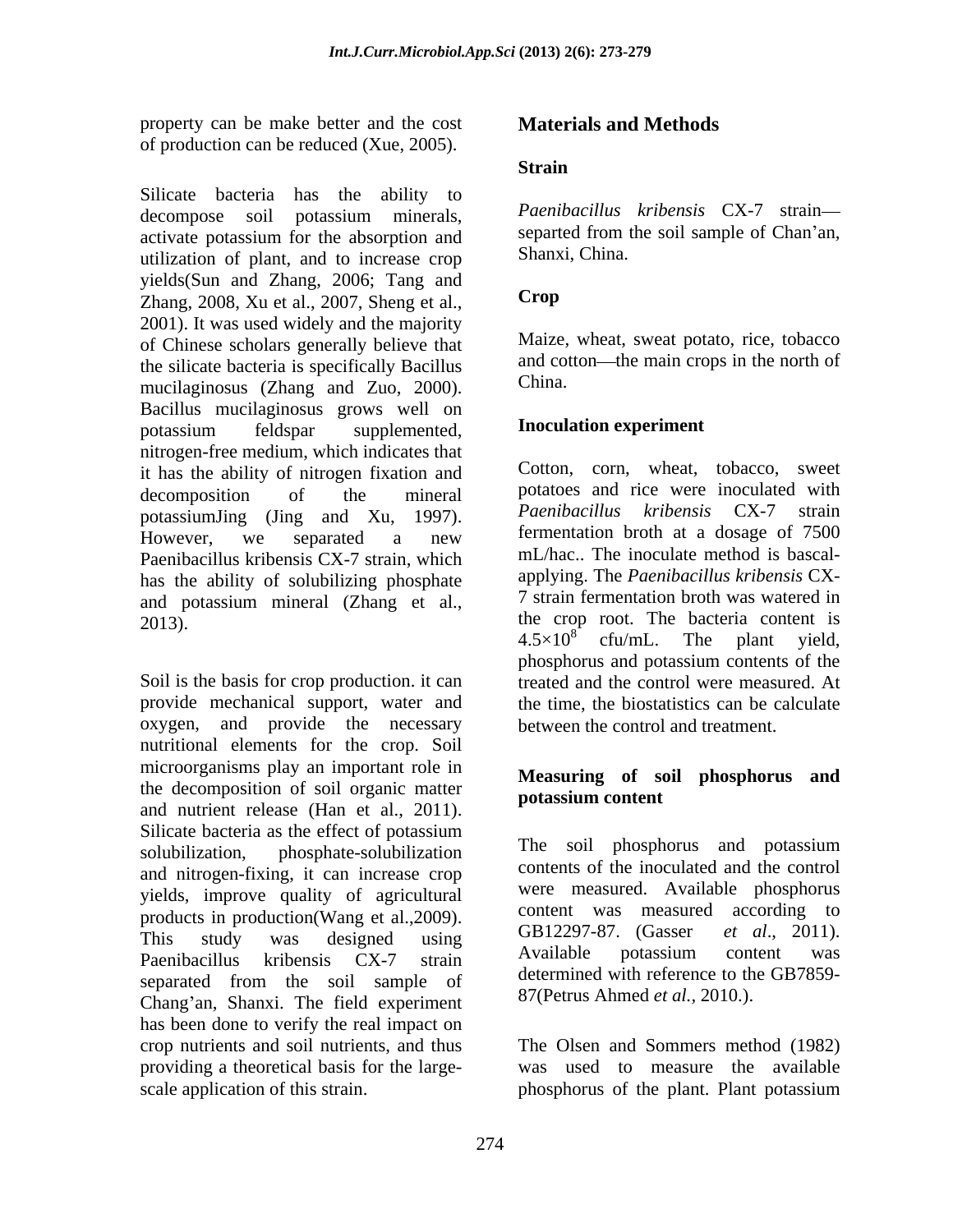property can be make better and the cost of production can be reduced (Xue, 2005).

Silicate bacteria has the ability to decompose soil potassium minerals, activate potassium for the absorption and utilization of plant, and to increase crop yields(Sun and Zhang, 2006; Tang and Zhang, 2008, Xu et al., 2007, Sheng et al., 2001). It was used widely and the majority of Chinese scholars generally believe that the silicate bacteria is specifically Bacillus mucilaginosus (Zhang and Zuo, 2000). Bacillus mucilaginosus grows well on potassium feldspar supplemented, nitrogen-free medium, which indicates that it has the ability of nitrogen fixation and decomposition of the mineral potassiumJing (Jing and Xu, 1997). However, we separated a new Paenibacillus kribensis CX-7 strain, which has the ability of solubilizing phosphate and potassium mineral (Zhang et al., 2013).

Soil is the basis for crop production. it can provide mechanical support, water and oxygen, and provide the necessary nutritional elements for the crop. Soil microorganisms play an important role in the decomposition of soil organic matter and nutrient release (Han et al., 2011). Silicate bacteria as the effect of potassium solubilization, phosphate-solubilization and nitrogen-fixing, it can increase crop yields, improve quality of agricultural products in production(Wang et al.,2009). This study was designed using Paenibacillus kribensis CX-7 strain separated from the soil sample of Chang'an, Shanxi. The field experiment has been done to verify the real impact on crop nutrients and soil nutrients, and thus providing a theoretical basis for the large-scale application of this strain.

# Materials and Methods

## Strain

*Paenibacillus kribensis* CX-7 strain—separted from the soil sample of Chan'an, Shanxi, China.

## Crop

Maize, wheat, sweat potato, rice, tobacco and cotton—the main crops in the north of China.

## Inoculation experiment

Cotton, corn, wheat, tobacco, sweet potatoes and rice were inoculated with *Paenibacillus kribensis* CX-7 strain fermentation broth at a dosage of 7500 mL/hac.. The inoculate method is bascal-applying. The *Paenibacillus kribensis* CX-7 strain fermentation broth was watered in the crop root. The bacteria content is $4.5 \times 10^8$ cfu/mL. The plant yield, phosphorus and potassium contents of the treated and the control were measured. At the time, the biostatistics can be calculate between the control and treatment.

## Measuring of soil phosphorus and potassium content

The soil phosphorus and potassium contents of the inoculated and the control were measured. Available phosphorus content was measured according to GB12297-87. (Gasser *et al*., 2011). Available potassium content was determined with reference to the GB7859-87(Petrus Ahmed *et al.,* 2010.).

The Olsen and Sommers method (1982) was used to measure the available phosphorus of the plant. Plant potassium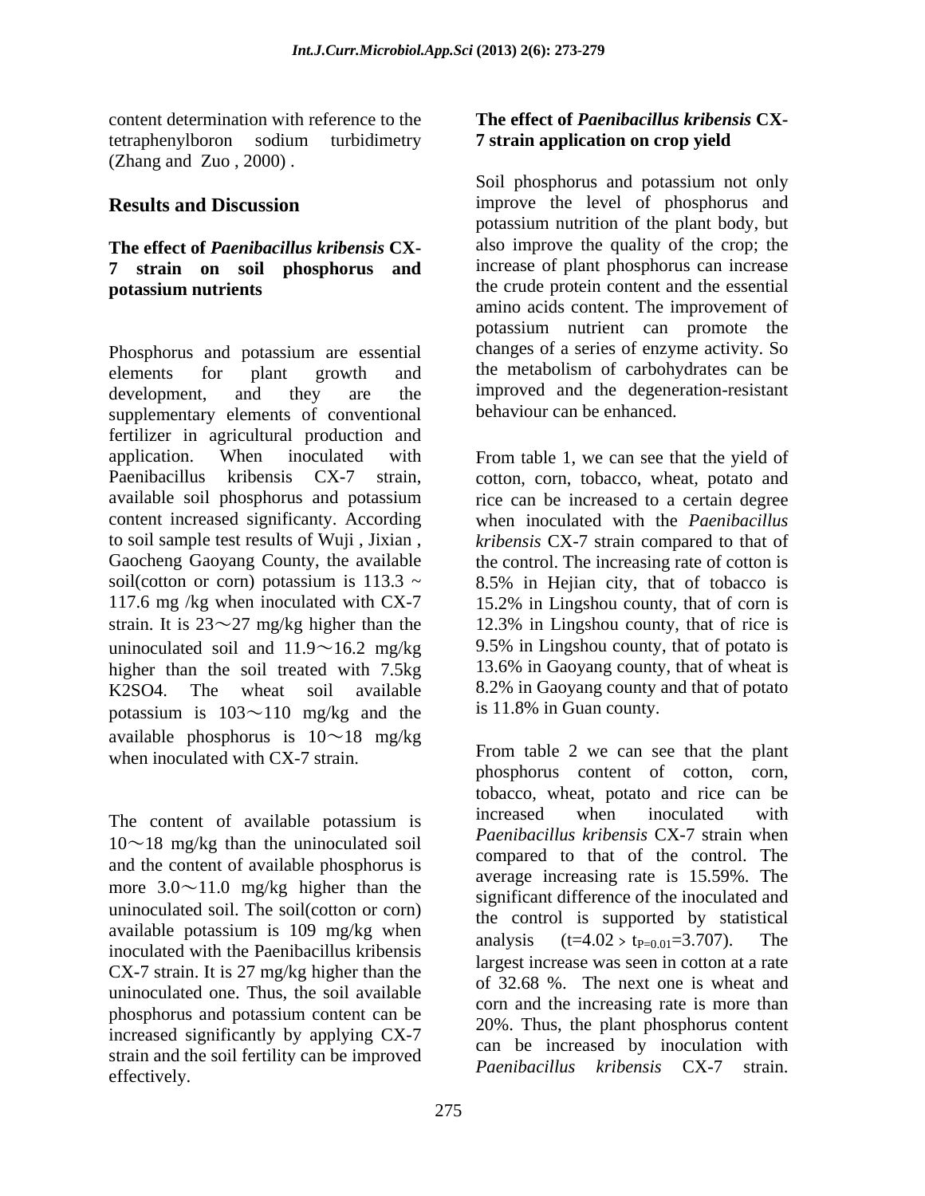content determination with reference to the tetraphenylboron sodium turbidimetry (Zhang and Zuo , 2000) .

## Results and Discussion

### The effect of *Paenibacillus kribensis* CX-7 strain on soil phosphorus and potassium nutrients

Phosphorus and potassium are essential elements for plant growth and development, and they are the supplementary elements of conventional fertilizer in agricultural production and application. When inoculated with Paenibacillus kribensis CX-7 strain, available soil phosphorus and potassium content increased significanty. According to soil sample test results of Wuji , Jixian , Gaocheng Gaoyang County, the available soil(cotton or corn) potassium is 113.3 ~ 117.6 mg /kg when inoculated with CX-7 strain. It is 23～27 mg/kg higher than the uninoculated soil and 11.9～16.2 mg/kg higher than the soil treated with 7.5kg $K_2SO_4$. The wheat soil available potassium is 103～110 mg/kg and the available phosphorus is 10～18 mg/kg when inoculated with CX-7 strain.

The content of available potassium is 10～18 mg/kg than the uninoculated soil and the content of available phosphorus is more 3.0～11.0 mg/kg higher than the uninoculated soil. The soil(cotton or corn) available potassium is 109 mg/kg when inoculated with the Paenibacillus kribensis CX-7 strain. It is 27 mg/kg higher than the uninoculated one. Thus, the soil available phosphorus and potassium content can be increased significantly by applying CX-7 strain and the soil fertility can be improved effectively.

### The effect of *Paenibacillus kribensis* CX-7 strain application on crop yield

Soil phosphorus and potassium not only improve the level of phosphorus and potassium nutrition of the plant body, but also improve the quality of the crop; the increase of plant phosphorus can increase the crude protein content and the essential amino acids content. The improvement of potassium nutrient can promote the changes of a series of enzyme activity. So the metabolism of carbohydrates can be improved and the degeneration-resistant behaviour can be enhanced.

From table 1, we can see that the yield of cotton, corn, tobacco, wheat, potato and rice can be increased to a certain degree when inoculated with the *Paenibacillus kribensis* CX-7 strain compared to that of the control. The increasing rate of cotton is 8.5% in Hejian city, that of tobacco is 15.2% in Lingshou county, that of corn is 12.3% in Lingshou county, that of rice is 9.5% in Lingshou county, that of potato is 13.6% in Gaoyang county, that of wheat is 8.2% in Gaoyang county and that of potato is 11.8% in Guan county.

From table 2 we can see that the plant phosphorus content of cotton, corn, tobacco, wheat, potato and rice can be increased when inoculated with *Paenibacillus kribensis* CX-7 strain when compared to that of the control. The average increasing rate is 15.59%. The significant difference of the inoculated and the control is supported by statistical analysis ($t=4.02 > t_{P=0.01}=3.707$). The largest increase was seen in cotton at a rate of 32.68 %. The next one is wheat and corn and the increasing rate is more than 20%. Thus, the plant phosphorus content can be increased by inoculation with *Paenibacillus kribensis* CX-7 strain.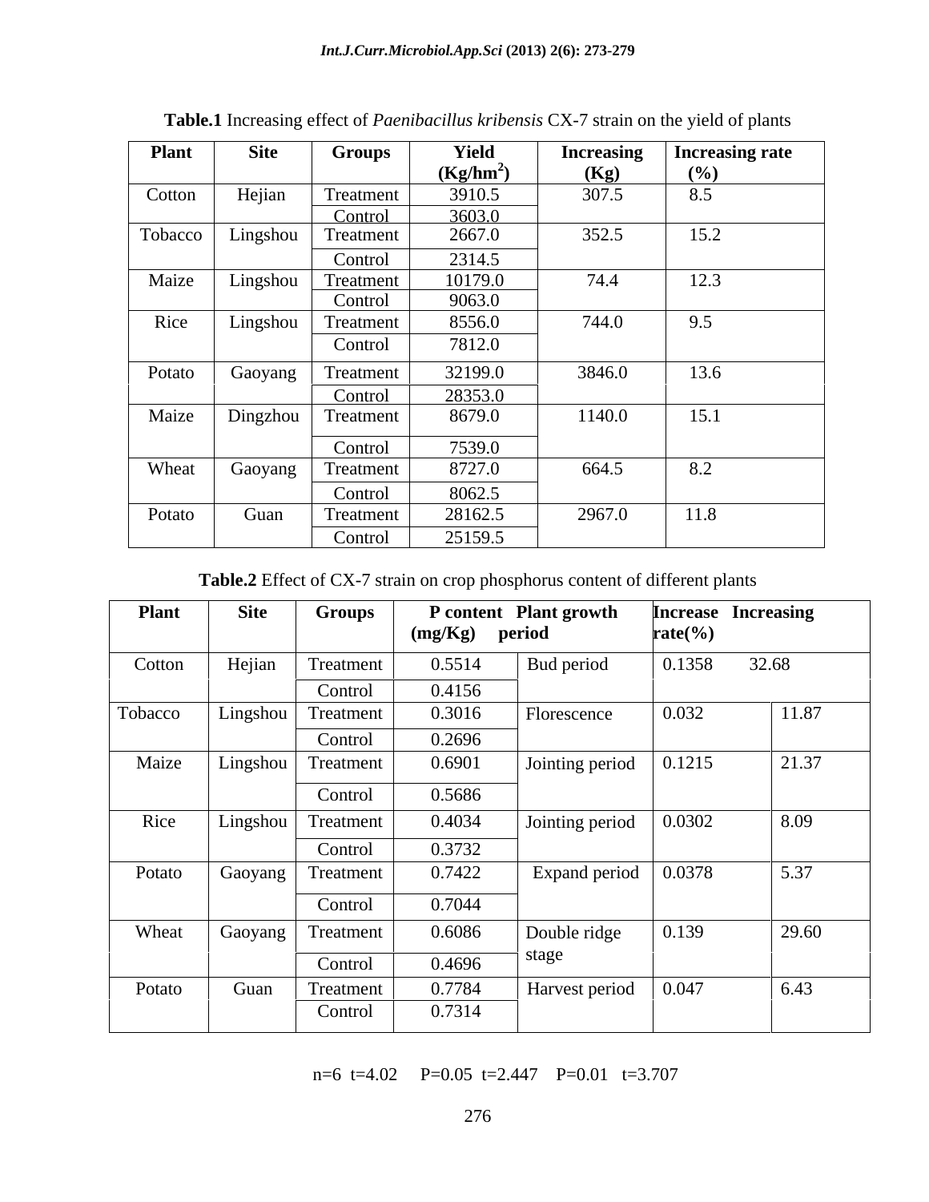**Table.1** Increasing effect of *Paenibacillus kribensis* CX-7 strain on the yield of plants

| Plant | Site | Groups | Yield ($Kg/hm^2$) | Increasing (Kg) | Increasing rate (%) |
|---|---|---|---|---|---|
| Cotton | Hejian | Treatment | 3910.5 | 307.5 | 8.5 |
| | | Control | 3603.0 | | |
| Tobacco | Lingshou | Treatment | 2667.0 | 352.5 | 15.2 |
| | | Control | 2314.5 | | |
| Maize | Lingshou | Treatment | 10179.0 | 74.4 | 12.3 |
| | | Control | 9063.0 | | |
| Rice | Lingshou | Treatment | 8556.0 | 744.0 | 9.5 |
| | | Control | 7812.0 | | |
| Potato | Gaoyang | Treatment | 32199.0 | 3846.0 | 13.6 |
| | | Control | 28353.0 | | |
| Maize | Dingzhou | Treatment | 8679.0 | 1140.0 | 15.1 |
| | | Control | 7539.0 | | |
| Wheat | Gaoyang | Treatment | 8727.0 | 664.5 | 8.2 |
| | | Control | 8062.5 | | |
| Potato | Guan | Treatment | 28162.5 | 2967.0 | 11.8 |
| | | Control | 25159.5 | | |

**Table.2** Effect of CX-7 strain on crop phosphorus content of different plants

| Plant | Site | Groups | P content (mg/Kg) | Plant growth period | Increase | Increasing rate(%) |
|---|---|---|---|---|---|---|
| Cotton | Hejian | Treatment | 0.5514 | Bud period | 0.1358 | 32.68 |
| | | Control | 0.4156 | | | |
| Tobacco | Lingshou | Treatment | 0.3016 | Florescence | 0.032 | 11.87 |
| | | Control | 0.2696 | | | |
| Maize | Lingshou | Treatment | 0.6901 | Jointing period | 0.1215 | 21.37 |
| | | Control | 0.5686 | | | |
| Rice | Lingshou | Treatment | 0.4034 | Jointing period | 0.0302 | 8.09 |
| | | Control | 0.3732 | | | |
| Potato | Gaoyang | Treatment | 0.7422 | Expand period | 0.0378 | 5.37 |
| | | Control | 0.7044 | | | |
| Wheat | Gaoyang | Treatment | 0.6086 | Double ridge stage | 0.139 | 29.60 |
| | | Control | 0.4696 | | | |
| Potato | Guan | Treatment | 0.7784 | Harvest period | 0.047 | 6.43 |
| | | Control | 0.7314 | | | |

n=6 t=4.02 P=0.05 t=2.447 P=0.01 t=3.707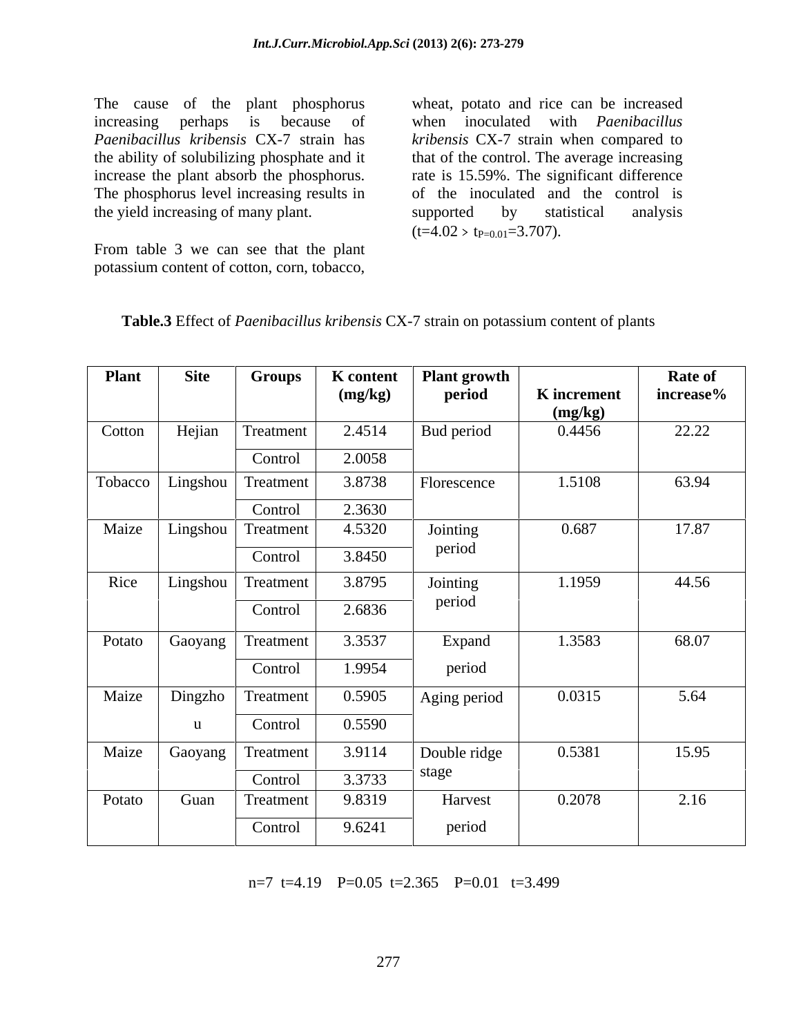The cause of the plant phosphorus increasing perhaps is because of *Paenibacillus kribensis* CX-7 strain has the ability of solubilizing phosphate and it increase the plant absorb the phosphorus. The phosphorus level increasing results in the yield increasing of many plant.

From table 3 we can see that the plant potassium content of cotton, corn, tobacco, wheat, potato and rice can be increased when inoculated with *Paenibacillus kribensis* CX-7 strain when compared to that of the control. The average increasing rate is 15.59%. The significant difference of the inoculated and the control is supported by statistical analysis ($t=4.02 > t_{P=0.01}=3.707$).

**Table.3** Effect of *Paenibacillus kribensis* CX-7 strain on potassium content of plants

| Plant | Site | Groups | K content (mg/kg) | Plant growth period | K increment (mg/kg) | Rate of increase% |
|---|---|---|---|---|---|---|
| Cotton | Hejian | Treatment | 2.4514 | Bud period | 0.4456 | 22.22 |
| | | Control | 2.0058 | | | |
| Tobacco | Lingshou | Treatment | 3.8738 | Florescence | 1.5108 | 63.94 |
| | | Control | 2.3630 | | | |
| Maize | Lingshou | Treatment | 4.5320 | Jointing period | 0.687 | 17.87 |
| | | Control | 3.8450 | | | |
| Rice | Lingshou | Treatment | 3.8795 | Jointing period | 1.1959 | 44.56 |
| | | Control | 2.6836 | | | |
| Potato | Gaoyang | Treatment | 3.3537 | Expand period | 1.3583 | 68.07 |
| | | Control | 1.9954 | | | |
| Maize | Dingzhou | Treatment | 0.5905 | Aging period | 0.0315 | 5.64 |
| | | Control | 0.5590 | | | |
| Maize | Gaoyang | Treatment | 3.9114 | Double ridge stage | 0.5381 | 15.95 |
| | | Control | 3.3733 | | | |
| Potato | Guan | Treatment | 9.8319 | Harvest period | 0.2078 | 2.16 |
| | | Control | 9.6241 | | | |

$n=7$ $t=4.19$ $P=0.05$ $t=2.365$ $P=0.01$ $t=3.499$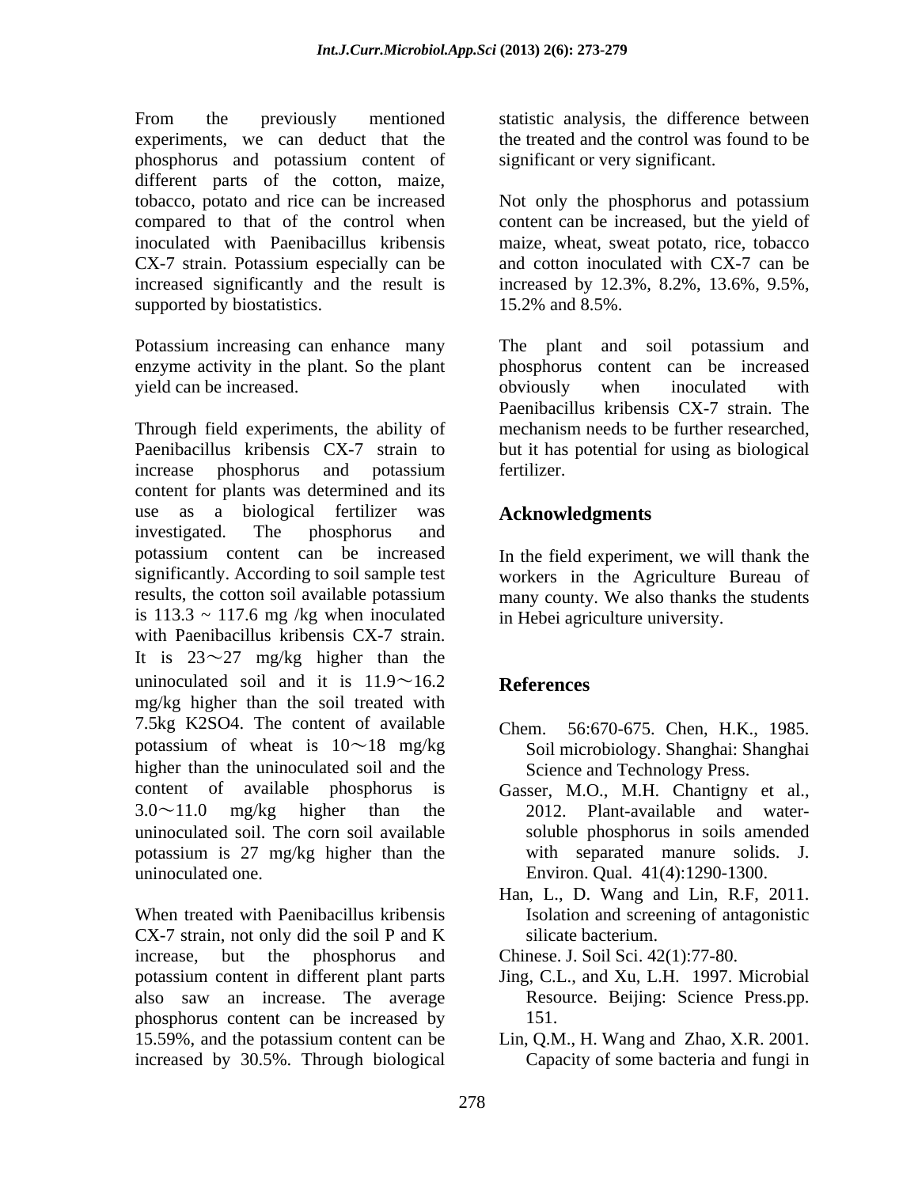From the previously mentioned experiments, we can deduct that the phosphorus and potassium content of different parts of the cotton, maize, tobacco, potato and rice can be increased compared to that of the control when inoculated with Paenibacillus kribensis CX-7 strain. Potassium especially can be increased significantly and the result is supported by biostatistics.

Potassium increasing can enhance many enzyme activity in the plant. So the plant yield can be increased.

Through field experiments, the ability of Paenibacillus kribensis CX-7 strain to increase phosphorus and potassium content for plants was determined and its use as a biological fertilizer was investigated. The phosphorus and potassium content can be increased significantly. According to soil sample test results, the cotton soil available potassium is 113.3 ~ 117.6 mg /kg when inoculated with Paenibacillus kribensis CX-7 strain. It is 23～27 mg/kg higher than the uninoculated soil and it is 11.9～16.2 mg/kg higher than the soil treated with 7.5kg $K_2SO_4$. The content of available potassium of wheat is 10～18 mg/kg higher than the uninoculated soil and the content of available phosphorus is 3.0～11.0 mg/kg higher than the uninoculated soil. The corn soil available potassium is 27 mg/kg higher than the uninoculated one.

When treated with Paenibacillus kribensis CX-7 strain, not only did the soil P and K increase, but the phosphorus and potassium content in different plant parts also saw an increase. The average phosphorus content can be increased by 15.59%, and the potassium content can be increased by 30.5%. Through biological statistic analysis, the difference between the treated and the control was found to be significant or very significant.

Not only the phosphorus and potassium content can be increased, but the yield of maize, wheat, sweat potato, rice, tobacco and cotton inoculated with CX-7 can be increased by 12.3%, 8.2%, 13.6%, 9.5%, 15.2% and 8.5%.

The plant and soil potassium and phosphorus content can be increased obviously when inoculated with Paenibacillus kribensis CX-7 strain. The mechanism needs to be further researched, but it has potential for using as biological fertilizer.

## Acknowledgments

In the field experiment, we will thank the workers in the Agriculture Bureau of many county. We also thanks the students in Hebei agriculture university.

## References

Chem. 56:670-675. Chen, H.K., 1985. Soil microbiology. Shanghai: Shanghai Science and Technology Press.

Gasser, M.O., M.H. Chantigny et al., 2012. Plant-available and water-soluble phosphorus in soils amended with separated manure solids. J. Environ. Qual. 41(4):1290-1300.

Han, L., D. Wang and Lin, R.F, 2011. Isolation and screening of antagonistic silicate bacterium.

Chinese. J. Soil Sci. 42(1):77-80.

Jing, C.L., and Xu, L.H. 1997. Microbial Resource. Beijing: Science Press.pp. 151.

Lin, Q.M., H. Wang and Zhao, X.R. 2001. Capacity of some bacteria and fungi in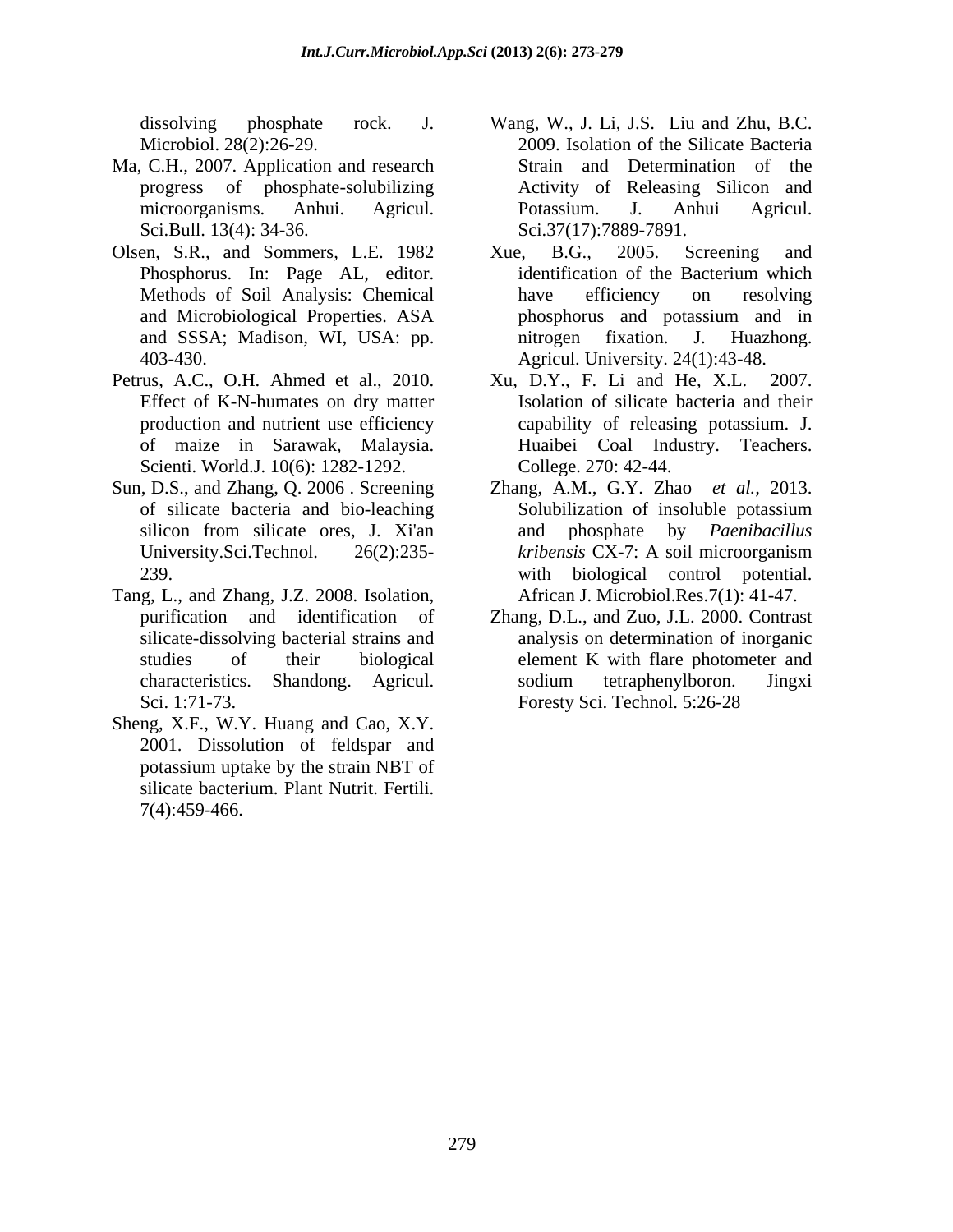dissolving phosphate rock. J. Microbiol. 28(2):26-29.

Ma, C.H., 2007. Application and research progress of phosphate-solubilizing microorganisms. Anhui. Agricul. Sci.Bull. 13(4): 34-36.

Olsen, S.R., and Sommers, L.E. 1982 Phosphorus. In: Page AL, editor. Methods of Soil Analysis: Chemical and Microbiological Properties. ASA and SSSA; Madison, WI, USA: pp. 403-430.

Petrus, A.C., O.H. Ahmed et al., 2010. Effect of K-N-humates on dry matter production and nutrient use efficiency of maize in Sarawak, Malaysia. Scienti. World.J. 10(6): 1282-1292.

Sun, D.S., and Zhang, Q. 2006 . Screening of silicate bacteria and bio-leaching silicon from silicate ores, J. Xi'an University.Sci.Technol. 26(2):235-239.

Tang, L., and Zhang, J.Z. 2008. Isolation, purification and identification of silicate-dissolving bacterial strains and studies of their biological characteristics. Shandong. Agricul. Sci. 1:71-73.

Sheng, X.F., W.Y. Huang and Cao, X.Y. 2001. Dissolution of feldspar and potassium uptake by the strain NBT of silicate bacterium. Plant Nutrit. Fertili. 7(4):459-466.

Wang, W., J. Li, J.S. Liu and Zhu, B.C. 2009. Isolation of the Silicate Bacteria Strain and Determination of the Activity of Releasing Silicon and Potassium. J. Anhui Agricul. Sci.37(17):7889-7891.

Xue, B.G., 2005. Screening and identification of the Bacterium which have efficiency on resolving phosphorus and potassium and in nitrogen fixation. J. Huazhong. Agricul. University. 24(1):43-48.

Xu, D.Y., F. Li and He, X.L. 2007. Isolation of silicate bacteria and their capability of releasing potassium. J. Huaibei Coal Industry. Teachers. College. 270: 42-44.

Zhang, A.M., G.Y. Zhao *et al.*, 2013. Solubilization of insoluble potassium and phosphate by *Paenibacillus kribensis* CX-7: A soil microorganism with biological control potential. African J. Microbiol.Res.7(1): 41-47.

Zhang, D.L., and Zuo, J.L. 2000. Contrast analysis on determination of inorganic element K with flare photometer and sodium tetraphenylboron. Jingxi Foresty Sci. Technol. 5:26-28